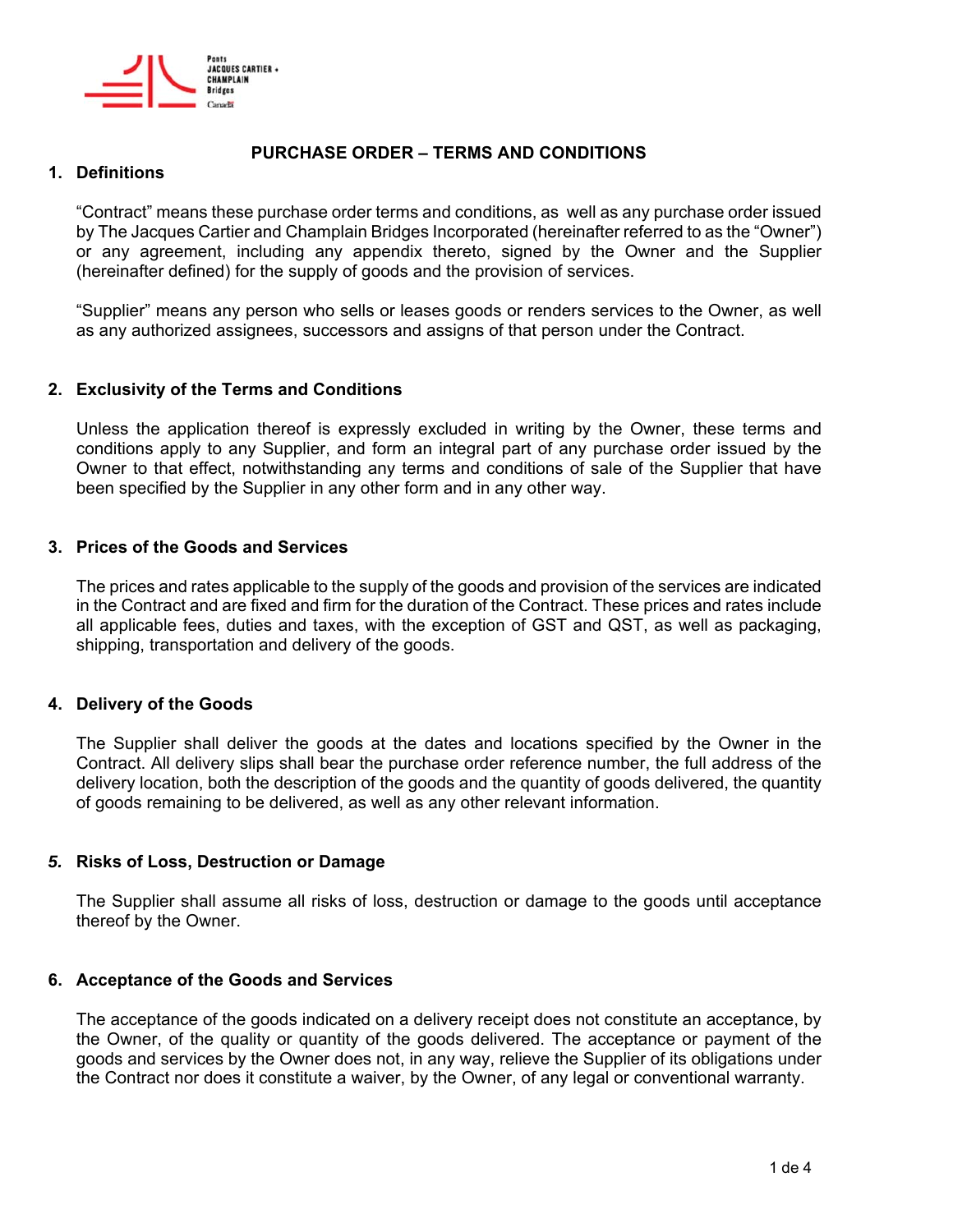# PURCHASE ORDER – TERMS AND CONDITIONS

## 1. Definitions

"Contract" means these purchase order terms and conditions, as well as any purchase order issued by The Jacques Cartier and Champlain Bridges Incorporated (hereinafter referred to as the "Owner") or any agreement, including any appendix thereto, signed by the Owner and the Supplier (hereinafter defined) for the supply of goods and the provision of services.

"Supplier" means any person who sells or leases goods or renders services to the Owner, as well as any authorized assignees, successors and assigns of that person under the Contract.

## 2. Exclusivity of the Terms and Conditions

Unless the application thereof is expressly excluded in writing by the Owner, these terms and conditions apply to any Supplier, and form an integral part of any purchase order issued by the Owner to that effect, notwithstanding any terms and conditions of sale of the Supplier that have been specified by the Supplier in any other form and in any other way.

## 3. Prices of the Goods and Services

The prices and rates applicable to the supply of the goods and provision of the services are indicated in the Contract and are fixed and firm for the duration of the Contract. These prices and rates include all applicable fees, duties and taxes, with the exception of GST and QST, as well as packaging, shipping, transportation and delivery of the goods.

## 4. Delivery of the Goods

The Supplier shall deliver the goods at the dates and locations specified by the Owner in the Contract. All delivery slips shall bear the purchase order reference number, the full address of the delivery location, both the description of the goods and the quantity of goods delivered, the quantity of goods remaining to be delivered, as well as any other relevant information.

## *5.* Risks of Loss, Destruction or Damage

The Supplier shall assume all risks of loss, destruction or damage to the goods until acceptance thereof by the Owner.

## 6. Acceptance of the Goods and Services

The acceptance of the goods indicated on a delivery receipt does not constitute an acceptance, by the Owner, of the quality or quantity of the goods delivered. The acceptance or payment of the goods and services by the Owner does not, in any way, relieve the Supplier of its obligations under the Contract nor does it constitute a waiver, by the Owner, of any legal or conventional warranty.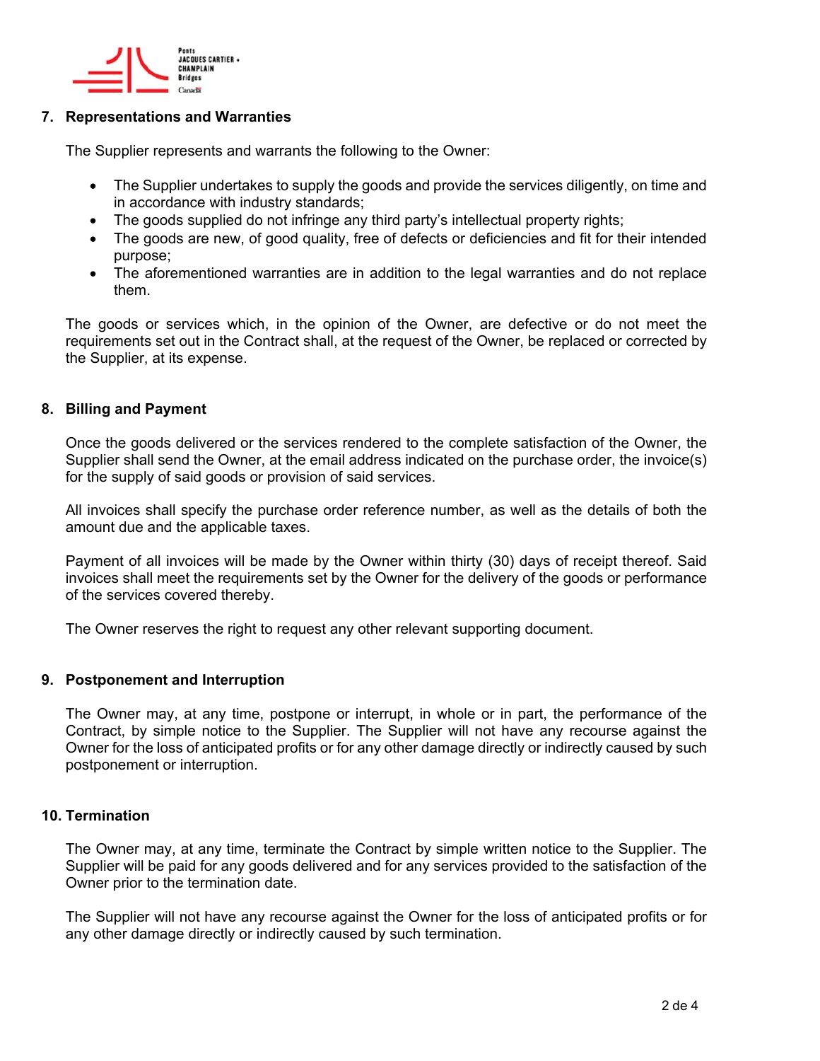## 7. Representations and Warranties

The Supplier represents and warrants the following to the Owner:

- The Supplier undertakes to supply the goods and provide the services diligently, on time and in accordance with industry standards;
- The goods supplied do not infringe any third party's intellectual property rights;
- The goods are new, of good quality, free of defects or deficiencies and fit for their intended purpose;
- The aforementioned warranties are in addition to the legal warranties and do not replace them.

The goods or services which, in the opinion of the Owner, are defective or do not meet the requirements set out in the Contract shall, at the request of the Owner, be replaced or corrected by the Supplier, at its expense.

## 8. Billing and Payment

Once the goods delivered or the services rendered to the complete satisfaction of the Owner, the Supplier shall send the Owner, at the email address indicated on the purchase order, the invoice(s) for the supply of said goods or provision of said services.

All invoices shall specify the purchase order reference number, as well as the details of both the amount due and the applicable taxes.

Payment of all invoices will be made by the Owner within thirty (30) days of receipt thereof. Said invoices shall meet the requirements set by the Owner for the delivery of the goods or performance of the services covered thereby.

The Owner reserves the right to request any other relevant supporting document.

## 9. Postponement and Interruption

The Owner may, at any time, postpone or interrupt, in whole or in part, the performance of the Contract, by simple notice to the Supplier. The Supplier will not have any recourse against the Owner for the loss of anticipated profits or for any other damage directly or indirectly caused by such postponement or interruption.

## 10. Termination

The Owner may, at any time, terminate the Contract by simple written notice to the Supplier. The Supplier will be paid for any goods delivered and for any services provided to the satisfaction of the Owner prior to the termination date.

The Supplier will not have any recourse against the Owner for the loss of anticipated profits or for any other damage directly or indirectly caused by such termination.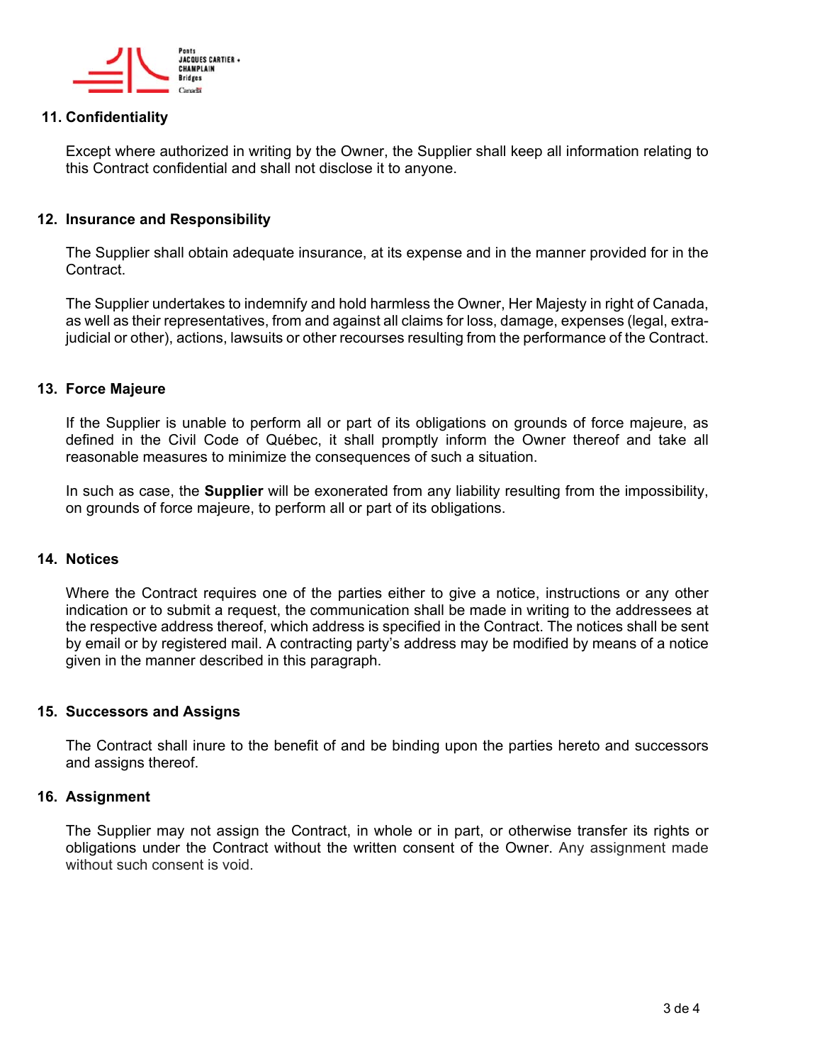## 11. Confidentiality

Except where authorized in writing by the Owner, the Supplier shall keep all information relating to this Contract confidential and shall not disclose it to anyone.

## 12. Insurance and Responsibility

The Supplier shall obtain adequate insurance, at its expense and in the manner provided for in the Contract.

The Supplier undertakes to indemnify and hold harmless the Owner, Her Majesty in right of Canada, as well as their representatives, from and against all claims for loss, damage, expenses (legal, extra-judicial or other), actions, lawsuits or other recourses resulting from the performance of the Contract.

## 13. Force Majeure

If the Supplier is unable to perform all or part of its obligations on grounds of force majeure, as defined in the Civil Code of Québec, it shall promptly inform the Owner thereof and take all reasonable measures to minimize the consequences of such a situation.

In such as case, the **Supplier** will be exonerated from any liability resulting from the impossibility, on grounds of force majeure, to perform all or part of its obligations.

## 14. Notices

Where the Contract requires one of the parties either to give a notice, instructions or any other indication or to submit a request, the communication shall be made in writing to the addressees at the respective address thereof, which address is specified in the Contract. The notices shall be sent by email or by registered mail. A contracting party's address may be modified by means of a notice given in the manner described in this paragraph.

## 15. Successors and Assigns

The Contract shall inure to the benefit of and be binding upon the parties hereto and successors and assigns thereof.

## 16. Assignment

The Supplier may not assign the Contract, in whole or in part, or otherwise transfer its rights or obligations under the Contract without the written consent of the Owner. Any assignment made without such consent is void.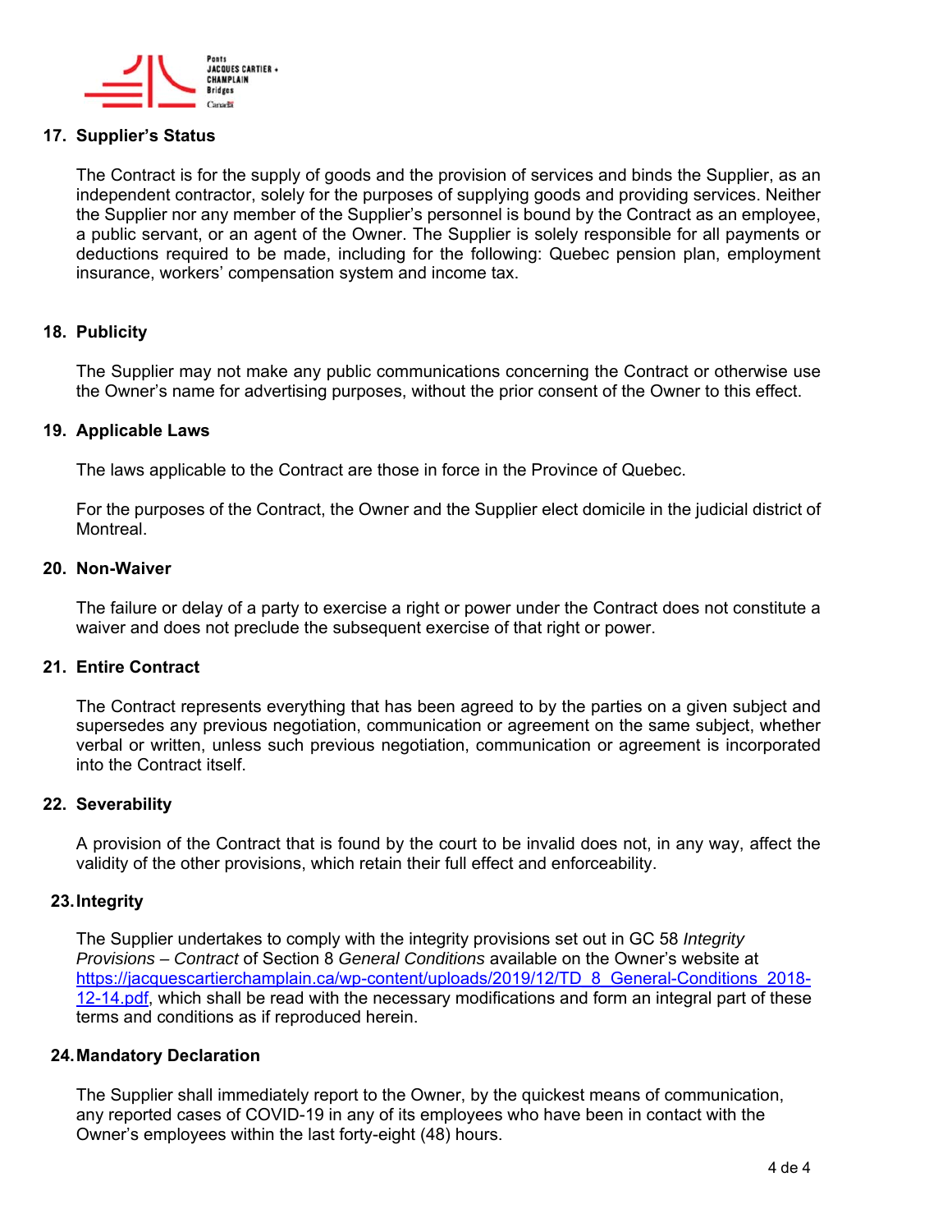## 17. Supplier's Status

The Contract is for the supply of goods and the provision of services and binds the Supplier, as an independent contractor, solely for the purposes of supplying goods and providing services. Neither the Supplier nor any member of the Supplier's personnel is bound by the Contract as an employee, a public servant, or an agent of the Owner. The Supplier is solely responsible for all payments or deductions required to be made, including for the following: Quebec pension plan, employment insurance, workers' compensation system and income tax.

## 18. Publicity

The Supplier may not make any public communications concerning the Contract or otherwise use the Owner's name for advertising purposes, without the prior consent of the Owner to this effect.

## 19. Applicable Laws

The laws applicable to the Contract are those in force in the Province of Quebec.

For the purposes of the Contract, the Owner and the Supplier elect domicile in the judicial district of Montreal.

## 20. Non-Waiver

The failure or delay of a party to exercise a right or power under the Contract does not constitute a waiver and does not preclude the subsequent exercise of that right or power.

## 21. Entire Contract

The Contract represents everything that has been agreed to by the parties on a given subject and supersedes any previous negotiation, communication or agreement on the same subject, whether verbal or written, unless such previous negotiation, communication or agreement is incorporated into the Contract itself.

## 22. Severability

A provision of the Contract that is found by the court to be invalid does not, in any way, affect the validity of the other provisions, which retain their full effect and enforceability.

## 23. Integrity

The Supplier undertakes to comply with the integrity provisions set out in GC 58 *Integrity Provisions – Contract* of Section 8 *General Conditions* available on the Owner's website at [https://jacquescartierchamplain.ca/wp-content/uploads/2019/12/TD_8_General-Conditions_2018-12-14.pdf](https://jacquescartierchamplain.ca/wp-content/uploads/2019/12/TD_8_General-Conditions_2018-12-14.pdf), which shall be read with the necessary modifications and form an integral part of these terms and conditions as if reproduced herein.

## 24. Mandatory Declaration

The Supplier shall immediately report to the Owner, by the quickest means of communication, any reported cases of COVID-19 in any of its employees who have been in contact with the Owner's employees within the last forty-eight (48) hours.